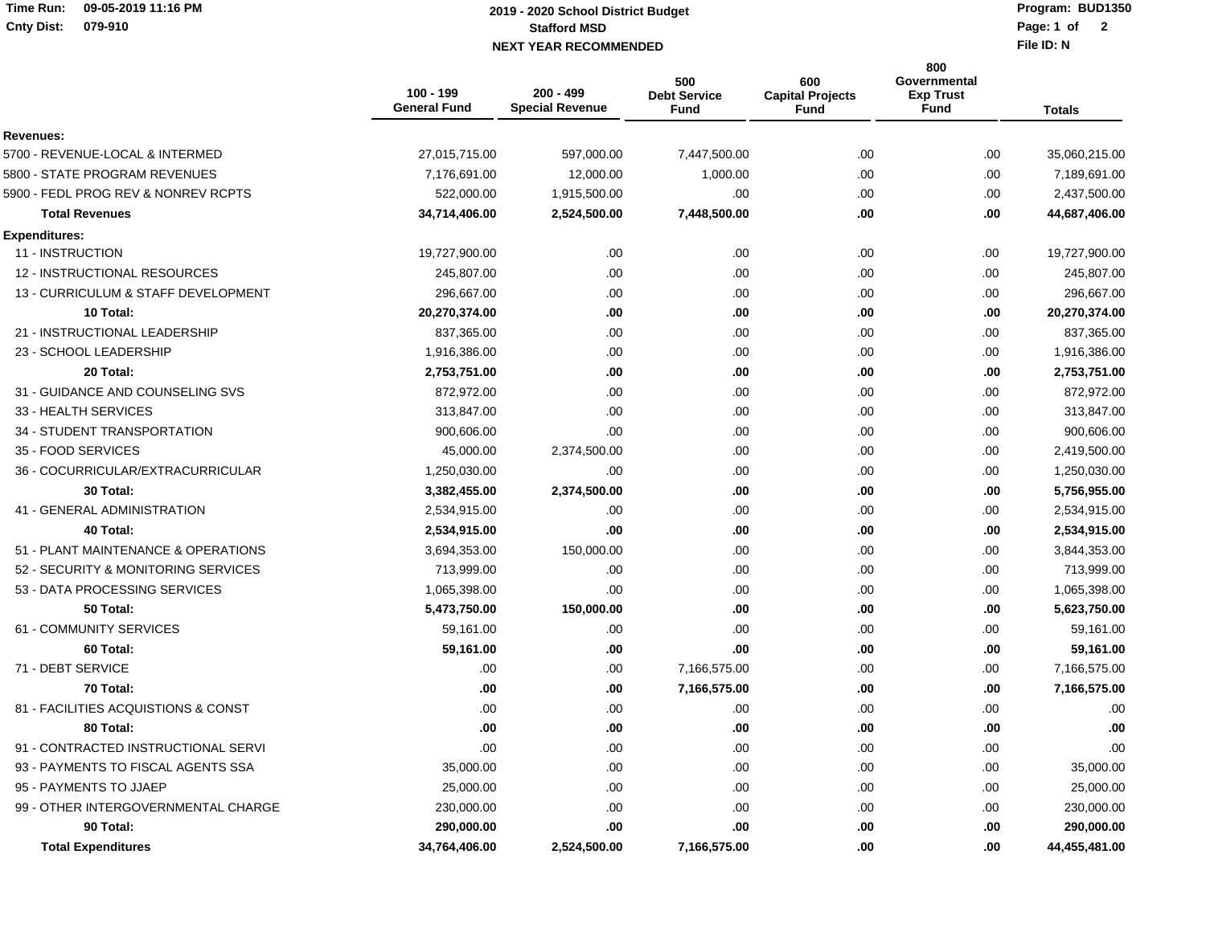# 2019 - 2020 School District Budget

## Stafford MSD

### NEXT YEAR RECOMMENDED

Time Run: 09-05-2019 11:16 PM
Cnty Dist: 079-910

Program: BUD1350
File ID: N

| | 100 - 199 General Fund | 200 - 499 Special Revenue | 500 Debt Service Fund | 600 Capital Projects Fund | 800 Governmental Exp Trust Fund | Totals |
|---|---|---|---|---|---|---|
| **Revenues:** | | | | | | |
| 5700 - REVENUE-LOCAL & INTERMED | 27,015,715.00 | 597,000.00 | 7,447,500.00 | .00 | .00 | 35,060,215.00 |
| 5800 - STATE PROGRAM REVENUES | 7,176,691.00 | 12,000.00 | 1,000.00 | .00 | .00 | 7,189,691.00 |
| 5900 - FEDL PROG REV & NONREV RCPTS | 522,000.00 | 1,915,500.00 | .00 | .00 | .00 | 2,437,500.00 |
| **Total Revenues** | **34,714,406.00** | **2,524,500.00** | **7,448,500.00** | **.00** | **.00** | **44,687,406.00** |
| **Expenditures:** | | | | | | |
| 11 - INSTRUCTION | 19,727,900.00 | .00 | .00 | .00 | .00 | 19,727,900.00 |
| 12 - INSTRUCTIONAL RESOURCES | 245,807.00 | .00 | .00 | .00 | .00 | 245,807.00 |
| 13 - CURRICULUM & STAFF DEVELOPMENT | 296,667.00 | .00 | .00 | .00 | .00 | 296,667.00 |
| **10 Total:** | **20,270,374.00** | **.00** | **.00** | **.00** | **.00** | **20,270,374.00** |
| 21 - INSTRUCTIONAL LEADERSHIP | 837,365.00 | .00 | .00 | .00 | .00 | 837,365.00 |
| 23 - SCHOOL LEADERSHIP | 1,916,386.00 | .00 | .00 | .00 | .00 | 1,916,386.00 |
| **20 Total:** | **2,753,751.00** | **.00** | **.00** | **.00** | **.00** | **2,753,751.00** |
| 31 - GUIDANCE AND COUNSELING SVS | 872,972.00 | .00 | .00 | .00 | .00 | 872,972.00 |
| 33 - HEALTH SERVICES | 313,847.00 | .00 | .00 | .00 | .00 | 313,847.00 |
| 34 - STUDENT TRANSPORTATION | 900,606.00 | .00 | .00 | .00 | .00 | 900,606.00 |
| 35 - FOOD SERVICES | 45,000.00 | 2,374,500.00 | .00 | .00 | .00 | 2,419,500.00 |
| 36 - COCURRICULAR/EXTRACURRICULAR | 1,250,030.00 | .00 | .00 | .00 | .00 | 1,250,030.00 |
| **30 Total:** | **3,382,455.00** | **2,374,500.00** | **.00** | **.00** | **.00** | **5,756,955.00** |
| 41 - GENERAL ADMINISTRATION | 2,534,915.00 | .00 | .00 | .00 | .00 | 2,534,915.00 |
| **40 Total:** | **2,534,915.00** | **.00** | **.00** | **.00** | **.00** | **2,534,915.00** |
| 51 - PLANT MAINTENANCE & OPERATIONS | 3,694,353.00 | 150,000.00 | .00 | .00 | .00 | 3,844,353.00 |
| 52 - SECURITY & MONITORING SERVICES | 713,999.00 | .00 | .00 | .00 | .00 | 713,999.00 |
| 53 - DATA PROCESSING SERVICES | 1,065,398.00 | .00 | .00 | .00 | .00 | 1,065,398.00 |
| **50 Total:** | **5,473,750.00** | **150,000.00** | **.00** | **.00** | **.00** | **5,623,750.00** |
| 61 - COMMUNITY SERVICES | 59,161.00 | .00 | .00 | .00 | .00 | 59,161.00 |
| **60 Total:** | **59,161.00** | **.00** | **.00** | **.00** | **.00** | **59,161.00** |
| 71 - DEBT SERVICE | .00 | .00 | 7,166,575.00 | .00 | .00 | 7,166,575.00 |
| **70 Total:** | **.00** | **.00** | **7,166,575.00** | **.00** | **.00** | **7,166,575.00** |
| 81 - FACILITIES ACQUISTIONS & CONST | .00 | .00 | .00 | .00 | .00 | .00 |
| **80 Total:** | **.00** | **.00** | **.00** | **.00** | **.00** | **.00** |
| 91 - CONTRACTED INSTRUCTIONAL SERVI | .00 | .00 | .00 | .00 | .00 | .00 |
| 93 - PAYMENTS TO FISCAL AGENTS SSA | 35,000.00 | .00 | .00 | .00 | .00 | 35,000.00 |
| 95 - PAYMENTS TO JJAEP | 25,000.00 | .00 | .00 | .00 | .00 | 25,000.00 |
| 99 - OTHER INTERGOVERNMENTAL CHARGE | 230,000.00 | .00 | .00 | .00 | .00 | 230,000.00 |
| **90 Total:** | **290,000.00** | **.00** | **.00** | **.00** | **.00** | **290,000.00** |
| **Total Expenditures** | **34,764,406.00** | **2,524,500.00** | **7,166,575.00** | **.00** | **.00** | **44,455,481.00** |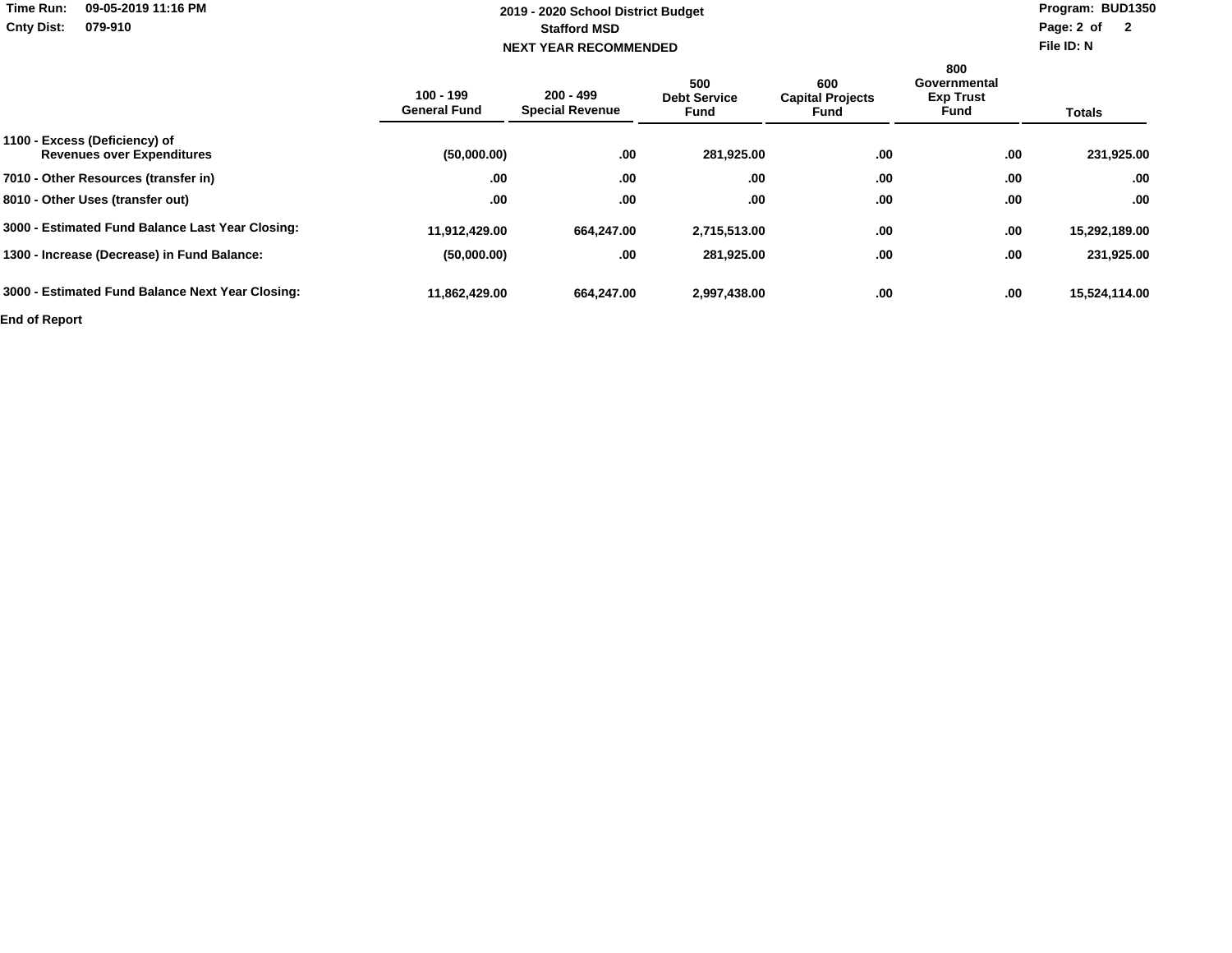# 2019 - 2020 School District Budget

**Stafford MSD**

**NEXT YEAR RECOMMENDED**

| | 100 - 199 General Fund | 200 - 499 Special Revenue | 500 Debt Service Fund | 600 Capital Projects Fund | 800 Governmental Exp Trust Fund | Totals |
|---|---|---|---|---|---|---|
| 1100 - Excess (Deficiency) of Revenues over Expenditures | (50,000.00) | .00 | 281,925.00 | .00 | .00 | 231,925.00 |
| 7010 - Other Resources (transfer in) | .00 | .00 | .00 | .00 | .00 | .00 |
| 8010 - Other Uses (transfer out) | .00 | .00 | .00 | .00 | .00 | .00 |
| 3000 - Estimated Fund Balance Last Year Closing: | 11,912,429.00 | 664,247.00 | 2,715,513.00 | .00 | .00 | 15,292,189.00 |
| 1300 - Increase (Decrease) in Fund Balance: | (50,000.00) | .00 | 281,925.00 | .00 | .00 | 231,925.00 |
| 3000 - Estimated Fund Balance Next Year Closing: | 11,862,429.00 | 664,247.00 | 2,997,438.00 | .00 | .00 | 15,524,114.00 |

**End of Report**